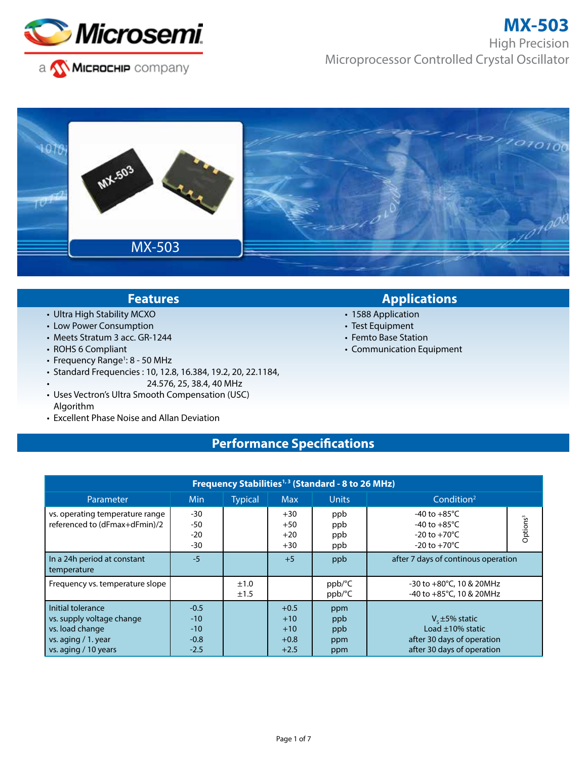# MX-503

High Precision
Microprocessor Controlled Crystal Oscillator

## Features

- Ultra High Stability MCXO
- Low Power Consumption
- Meets Stratum 3 acc. GR-1244
- ROHS 6 Compliant
- Frequency Range[1]: 8 - 50 MHz
- Standard Frequencies : 10, 12.8, 16.384, 19.2, 20, 22.1184, 24.576, 25, 38.4, 40 MHz
- Uses Vectron's Ultra Smooth Compensation (USC) Algorithm
- Excellent Phase Noise and Allan Deviation

## Applications

- 1588 Application
- Test Equipment
- Femto Base Station
- Communication Equipment

## Performance Specifications

| Frequency Stabilities[1, 3] (Standard - 8 to 26 MHz) | | | | | | |
|---|---|---|---|---|---|---|
| Parameter | Min | Typical | Max | Units | Condition[2] | |
| vs. operating temperature range referenced to (dFmax+dFmin)/2 | -30<br>-50<br>-20<br>-30 | | +30<br>+50<br>+20<br>+30 | ppb<br>ppb<br>ppb<br>ppb | -40 to +85°C<br>-40 to +85°C<br>-20 to +70°C<br>-20 to +70°C | Options[3] |
| In a 24h period at constant temperature | -5 | | +5 | ppb | after 7 days of continous operation | |
| Frequency vs. temperature slope | | ±1.0<br>±1.5 | | ppb/°C<br>ppb/°C | -30 to +80°C, 10 & 20MHz<br>-40 to +85°C, 10 & 20MHz | |
| Initial tolerance<br>vs. supply voltage change<br>vs. load change<br>vs. aging / 1. year<br>vs. aging / 10 years | -0.5<br>-10<br>-10<br>-0.8<br>-2.5 | | +0.5<br>+10<br>+10<br>+0.8<br>+2.5 | ppm<br>ppb<br>ppb<br>ppm<br>ppm | <br>$V_s$ ±5% static<br>Load ±10% static<br>after 30 days of operation<br>after 30 days of operation | |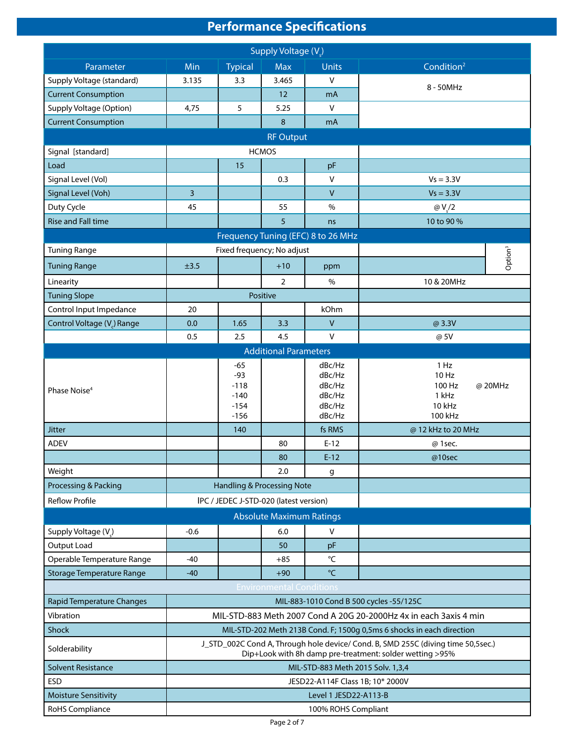# Performance Specifications

| Parameter | Min | Typical | Max | Units | Condition[2] |
|---|---|---|---|---|---|
| **Supply Voltage ($V_s$)** | | | | | |
| Supply Voltage (standard) | 3.135 | 3.3 | 3.465 | V | 8 - 50MHz |
| Current Consumption | | | 12 | mA | |
| Supply Voltage (Option) | 4,75 | 5 | 5.25 | V | |
| Current Consumption | | | 8 | mA | |
| **RF Output** | | | | | |
| Signal [standard] | HCMOS | | | | |
| Load | | 15 | | pF | |
| Signal Level (Vol) | | | 0.3 | V | Vs = 3.3V |
| Signal Level (Voh) | 3 | | | V | Vs = 3.3V |
| Duty Cycle | 45 | | 55 | % | @ $V_s/2$ |
| Rise and Fall time | | | 5 | ns | 10 to 90 % |
| **Frequency Tuning (EFC) 8 to 26 MHz** | | | | | |
| Tuning Range | Fixed frequency; No adjust | | | | Option[3] |
| Tuning Range | ±3.5 | | +10 | ppm | Option[3] |
| Linearity | | | 2 | % | 10 & 20MHz |
| Tuning Slope | Positive | | | | |
| Control Input Impedance | 20 | | | kOhm | |
| Control Voltage ($V_c$) Range | 0.0 | 1.65 | 3.3 | V | @ 3.3V |
| | 0.5 | 2.5 | 4.5 | V | @ 5V |
| **Additional Parameters** | | | | | |
| Phase Noise[4] | | -65 | | dBc/Hz | 1 Hz @ 20MHz |
| | | -93 | | dBc/Hz | 10 Hz |
| | | -118 | | dBc/Hz | 100 Hz |
| | | -140 | | dBc/Hz | 1 kHz |
| | | -154 | | dBc/Hz | 10 kHz |
| | | -156 | | dBc/Hz | 100 kHz |
| Jitter | | 140 | | fs RMS | @ 12 kHz to 20 MHz |
| ADEV | | | 80 | E-12 | @ 1sec. |
| | | | 80 | E-12 | @10sec |
| Weight | | | 2.0 | g | |
| Processing & Packing | Handling & Processing Note | | | | |
| Reflow Profile | IPC / JEDEC J-STD-020 (latest version) | | | | |
| **Absolute Maximum Ratings** | | | | | |
| Supply Voltage ($V_s$) | -0.6 | | 6.0 | V | |
| Output Load | | | 50 | pF | |
| Operable Temperature Range | -40 | | +85 | °C | |
| Storage Temperature Range | -40 | | +90 | °C | |

| Environmental Conditions | |
|---|---|
| Rapid Temperature Changes | MIL-883-1010 Cond B 500 cycles -55/125C |
| Vibration | MIL-STD-883 Meth 2007 Cond A 20G 20-2000Hz 4x in each 3axis 4 min |
| Shock | MIL-STD-202 Meth 213B Cond. F; 1500g 0,5ms 6 shocks in each direction |
| Solderability | J_STD_002C Cond A, Through hole device/ Cond. B, SMD 255C (diving time 50,5sec.) Dip+Look with 8h damp pre-treatment: solder wetting >95% |
| Solvent Resistance | MIL-STD-883 Meth 2015 Solv. 1,3,4 |
| ESD | JESD22-A114F Class 1B; 10* 2000V |
| Moisture Sensitivity | Level 1 JESD22-A113-B |
| RoHS Compliance | 100% ROHS Compliant |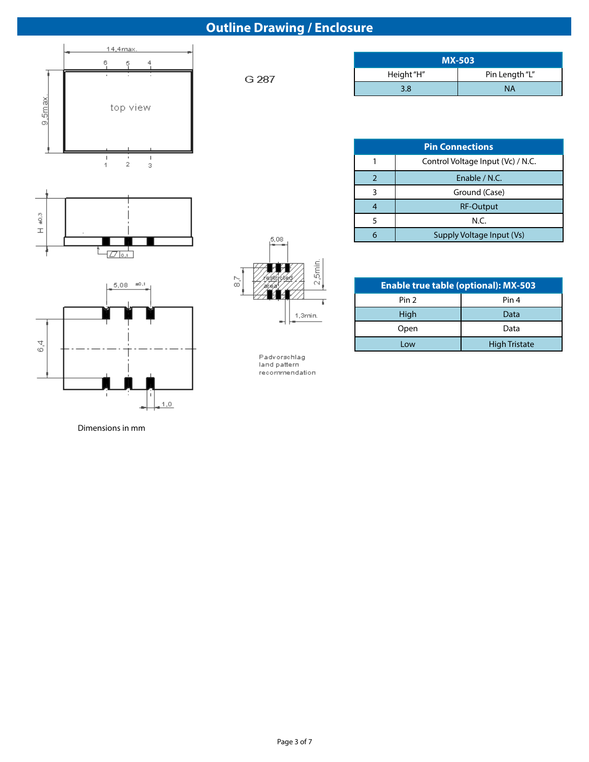# Outline Drawing / Enclosure

G 287

| MX-503 | |
|---|---|
| Height "H" | Pin Length "L" |
| 3.8 | NA |

| Pin Connections | |
|---|---|
| 1 | Control Voltage Input (Vc) / N.C. |
| 2 | Enable / N.C. |
| 3 | Ground (Case) |
| 4 | RF-Output |
| 5 | N.C. |
| 6 | Supply Voltage Input (Vs) |

| Enable true table (optional): MX-503 | |
|---|---|
| Pin 2 | Pin 4 |
| High | Data |
| Open | Data |
| Low | High Tristate |

Dimensions in mm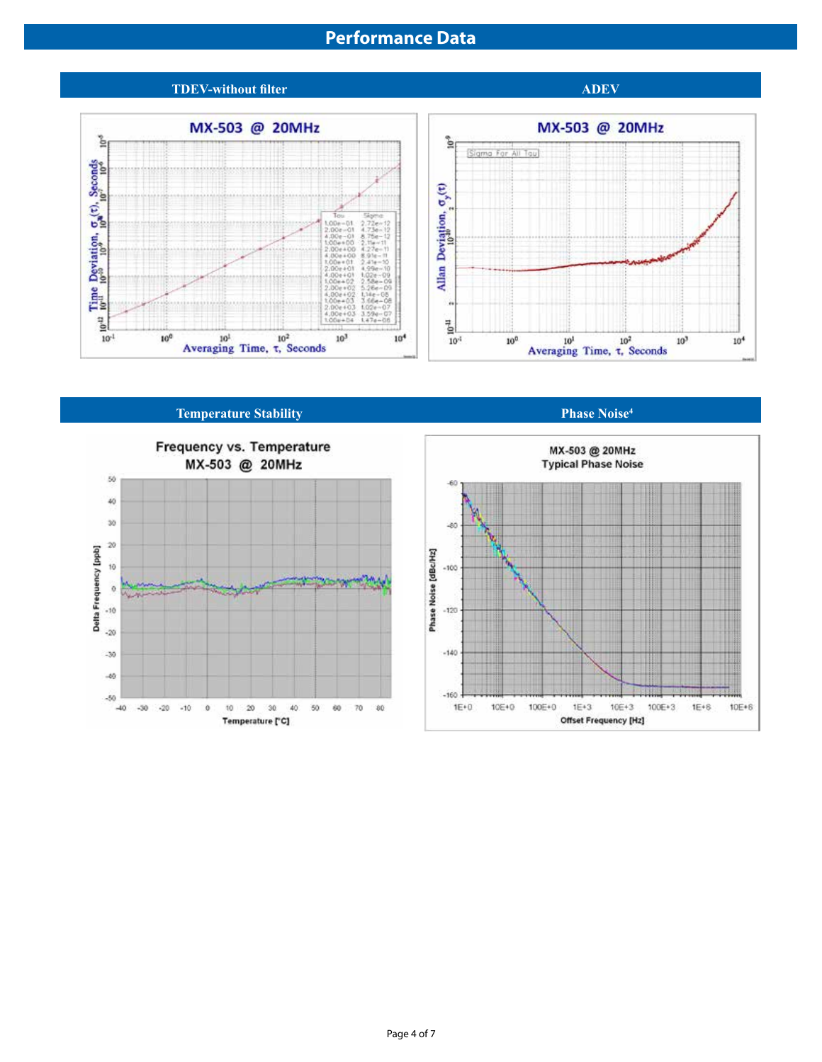# Performance Data

## TDEV-without filter

MX-503 @ 20MHz

| Tau | Sigma |
|---|---|
| 1.00e-01 | 2.72e-12 |
| 2.00e-01 | 4.73e-12 |
| 4.00e-01 | 8.75e-12 |
| 1.00e+00 | 2.11e-11 |
| 2.00e+00 | 4.27e-11 |
| 4.00e+00 | 8.91e-11 |
| 1.00e+01 | 2.41e-10 |
| 2.00e+01 | 4.99e-10 |
| 4.00e+01 | 1.02e-09 |
| 1.00e+02 | 2.58e-09 |
| 2.00e+02 | 5.26e-09 |
| 4.00e+02 | 1.14e-08 |
| 1.00e+03 | 3.66e-08 |
| 2.00e+03 | 1.02e-07 |
| 4.00e+03 | 3.59e-07 |
| 1.00e+04 | 1.47e-06 |

## ADEV

MX-503 @ 20MHz

## Temperature Stability

Frequency vs. Temperature MX-503 @ 20MHz

## Phase Noise[4]

MX-503 @ 20MHz Typical Phase Noise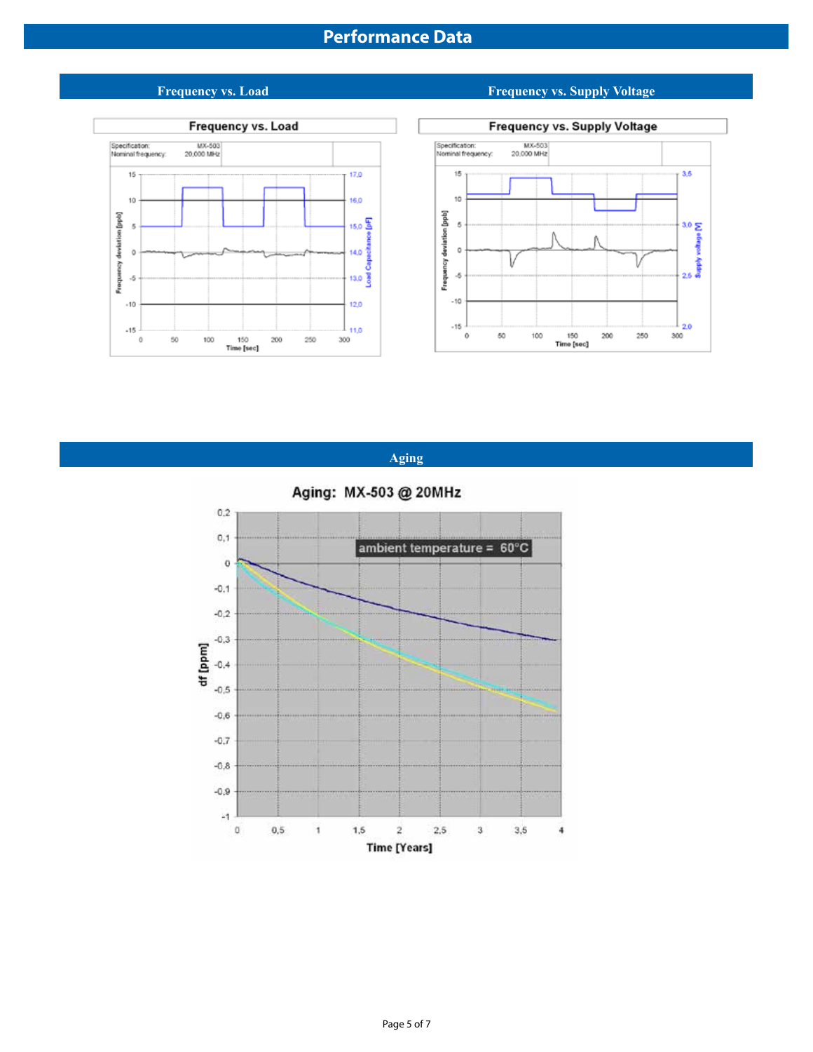# Performance Data

## Frequency vs. Load

Frequency vs. Load

| Specification: | MX-503 |
|---|---|
| Nominal frequency: | 20,000 MHz |

## Frequency vs. Supply Voltage

Frequency vs. Supply Voltage

| Specification: | MX-503 |
|---|---|
| Nominal frequency: | 20,000 MHz |

## Aging

Aging: MX-503 @ 20MHz

ambient temperature = 60°C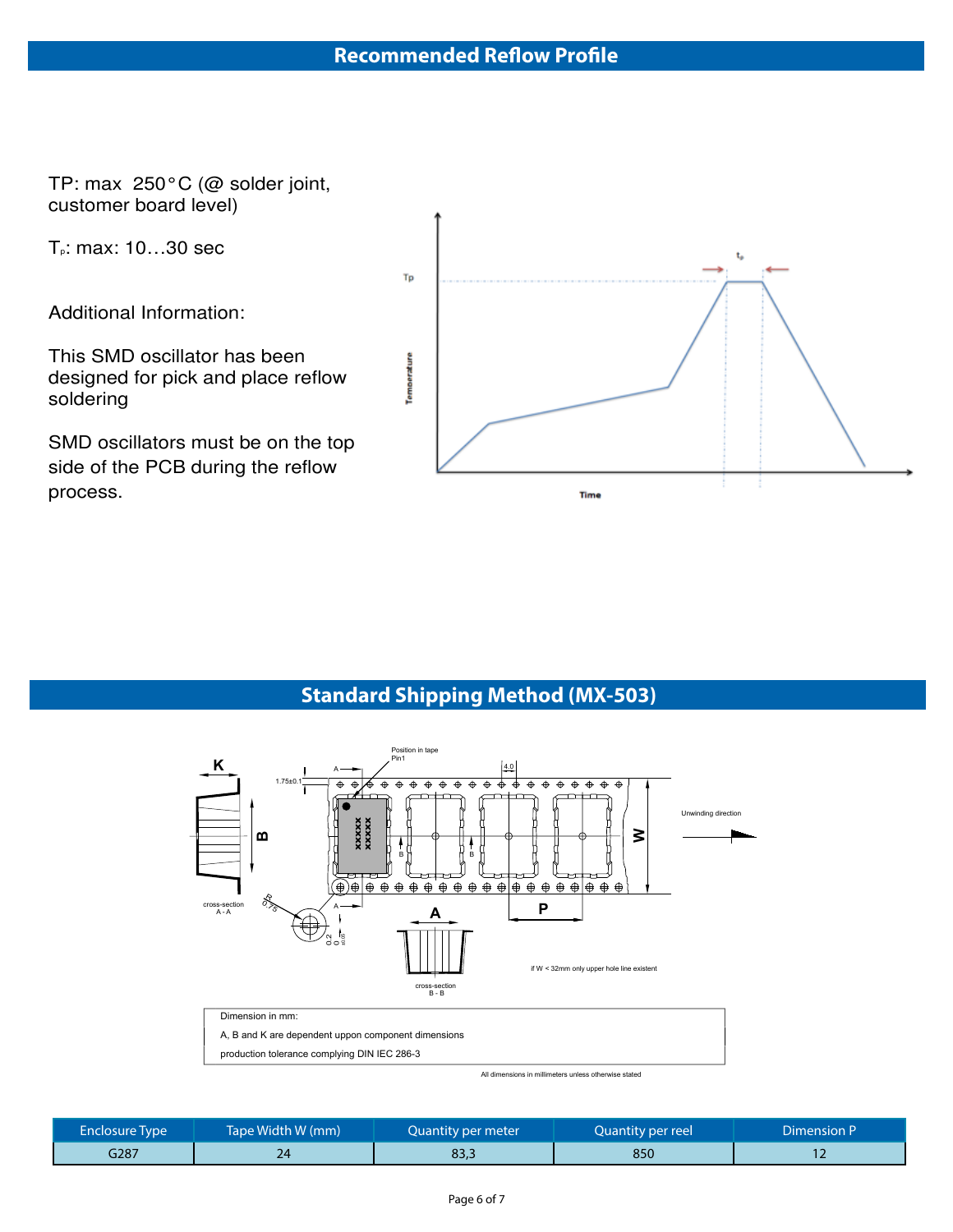## Recommended Reflow Profile

TP: max 250°C (@ solder joint, customer board level)

$T_p$: max: 10…30 sec

Additional Information:

This SMD oscillator has been designed for pick and place reflow soldering

SMD oscillators must be on the top side of the PCB during the reflow process.

## Standard Shipping Method (MX-503)

Dimension in mm:

A, B and K are dependent uppon component dimensions

production tolerance complying DIN IEC 286-3

All dimensions in millimeters unless otherwise stated

| Enclosure Type | Tape Width W (mm) | Quantity per meter | Quantity per reel | Dimension P |
|---|---|---|---|---|
| G287 | 24 | 83,3 | 850 | 12 |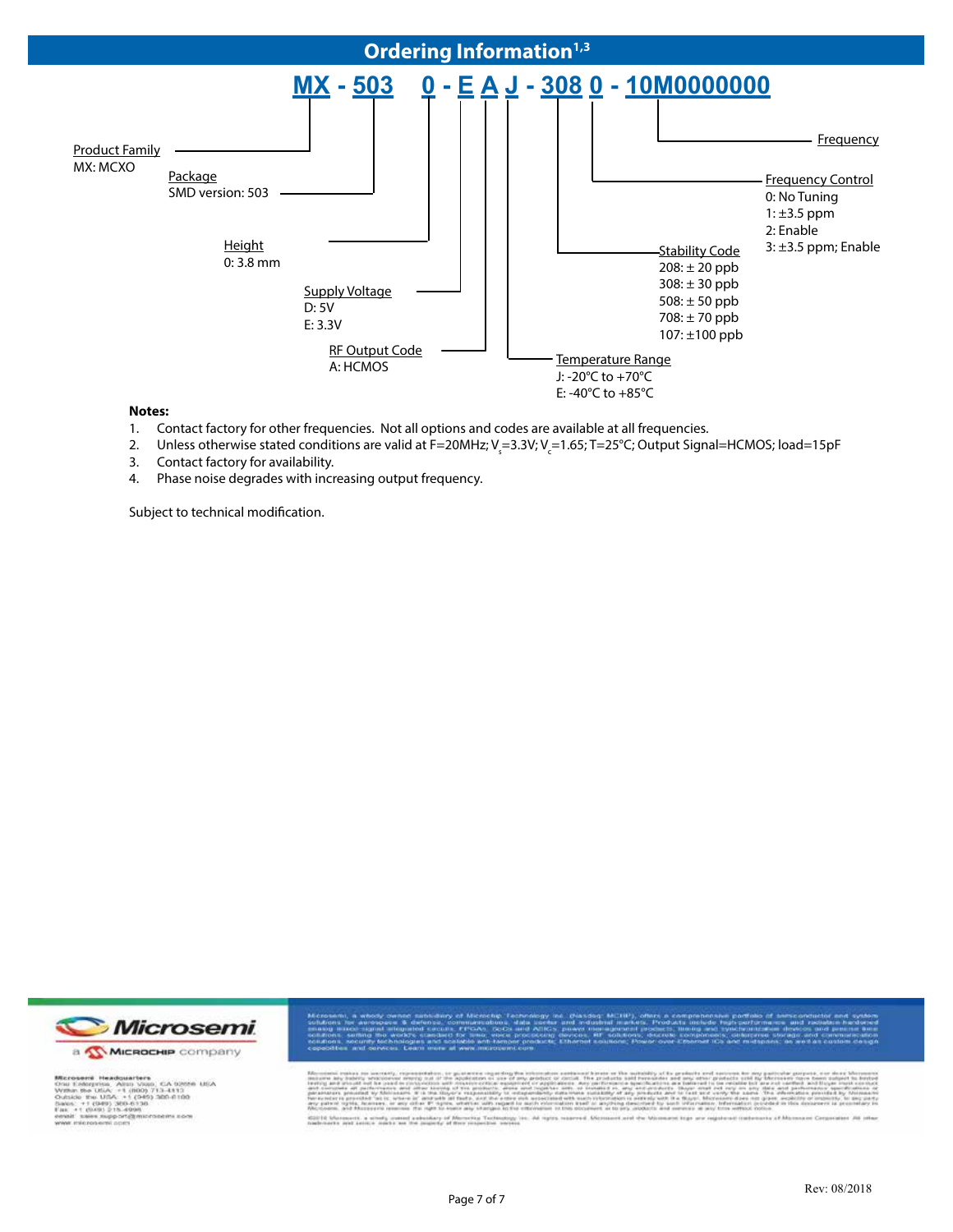## Ordering Information[1,3]

**MX - 503 0 - E A J - 308 0 - 10M0000000**

Product Family
MX: MCXO

Package
SMD version: 503

Height
0: 3.8 mm

Supply Voltage
D: 5V
E: 3.3V

RF Output Code
A: HCMOS

Temperature Range
J: -20°C to +70°C
E: -40°C to +85°C

Stability Code
208: ± 20 ppb
308: ± 30 ppb
508: ± 50 ppb
708: ± 70 ppb
107: ±100 ppb

Frequency Control
0: No Tuning
1: ±3.5 ppm
2: Enable
3: ±3.5 ppm; Enable

Frequency

**Notes:**

1. Contact factory for other frequencies. Not all options and codes are available at all frequencies.
2. Unless otherwise stated conditions are valid at F=20MHz; $V_s$=3.3V; $V_c$=1.65; T=25°C; Output Signal=HCMOS; load=15pF
3. Contact factory for availability.
4. Phase noise degrades with increasing output frequency.

Subject to technical modification.

Rev: 08/2018